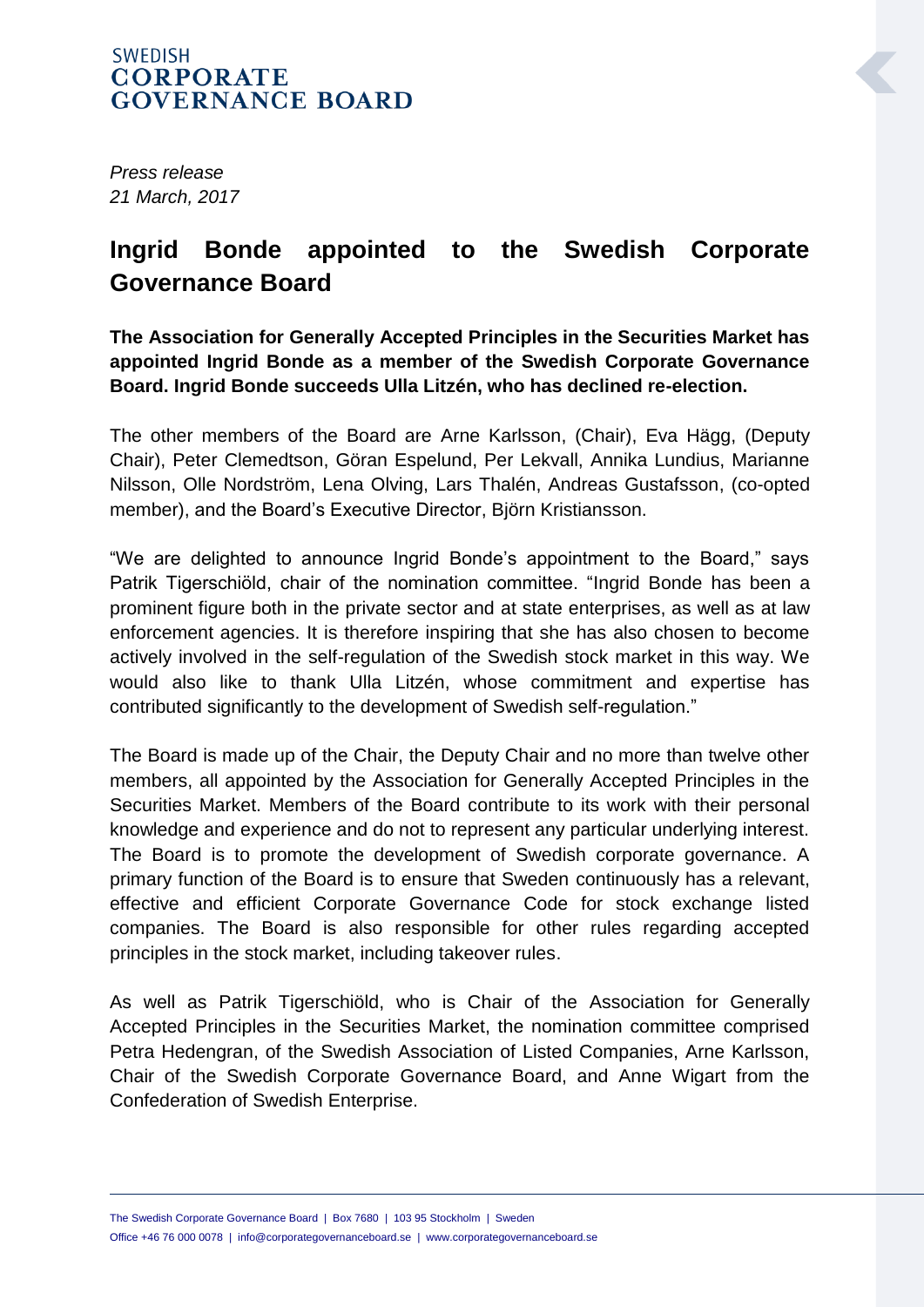SWEDISH
**CORPORATE GOVERNANCE BOARD**

*Press release*
*21 March, 2017*

# Ingrid Bonde appointed to the Swedish Corporate Governance Board

**The Association for Generally Accepted Principles in the Securities Market has appointed Ingrid Bonde as a member of the Swedish Corporate Governance Board. Ingrid Bonde succeeds Ulla Litzén, who has declined re-election.**

The other members of the Board are Arne Karlsson, (Chair), Eva Hägg, (Deputy Chair), Peter Clemedtson, Göran Espelund, Per Lekvall, Annika Lundius, Marianne Nilsson, Olle Nordström, Lena Olving, Lars Thalén, Andreas Gustafsson, (co-opted member), and the Board's Executive Director, Björn Kristiansson.

"We are delighted to announce Ingrid Bonde's appointment to the Board," says Patrik Tigerschiöld, chair of the nomination committee. "Ingrid Bonde has been a prominent figure both in the private sector and at state enterprises, as well as at law enforcement agencies. It is therefore inspiring that she has also chosen to become actively involved in the self-regulation of the Swedish stock market in this way. We would also like to thank Ulla Litzén, whose commitment and expertise has contributed significantly to the development of Swedish self-regulation."

The Board is made up of the Chair, the Deputy Chair and no more than twelve other members, all appointed by the Association for Generally Accepted Principles in the Securities Market. Members of the Board contribute to its work with their personal knowledge and experience and do not to represent any particular underlying interest. The Board is to promote the development of Swedish corporate governance. A primary function of the Board is to ensure that Sweden continuously has a relevant, effective and efficient Corporate Governance Code for stock exchange listed companies. The Board is also responsible for other rules regarding accepted principles in the stock market, including takeover rules.

As well as Patrik Tigerschiöld, who is Chair of the Association for Generally Accepted Principles in the Securities Market, the nomination committee comprised Petra Hedengran, of the Swedish Association of Listed Companies, Arne Karlsson, Chair of the Swedish Corporate Governance Board, and Anne Wigart from the Confederation of Swedish Enterprise.

The Swedish Corporate Governance Board | Box 7680 | 103 95 Stockholm | Sweden
Office +46 76 000 0078 | info@corporategovernanceboard.se | www.corporategovernanceboard.se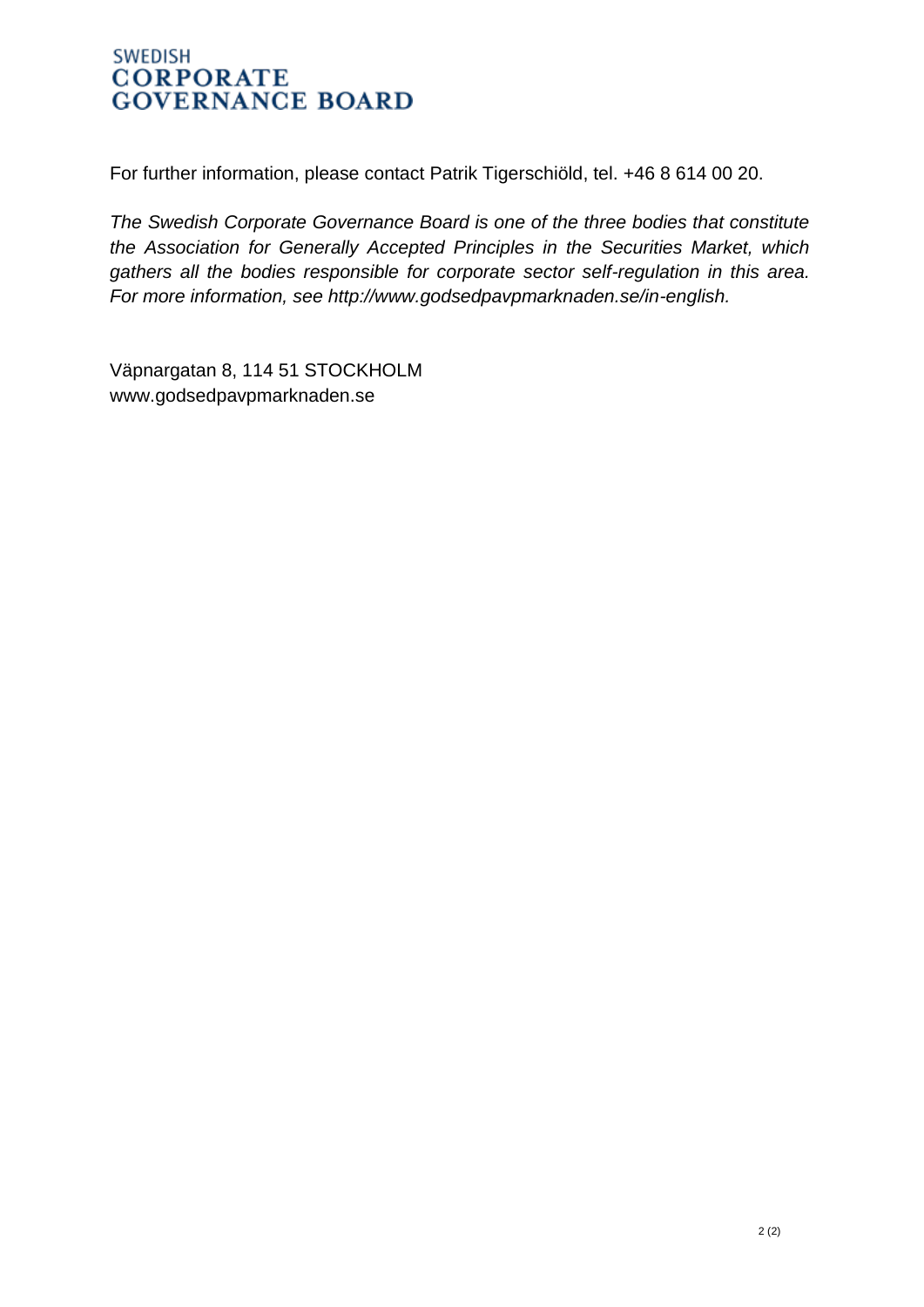For further information, please contact Patrik Tigerschiöld, tel. +46 8 614 00 20.

*The Swedish Corporate Governance Board is one of the three bodies that constitute the Association for Generally Accepted Principles in the Securities Market, which gathers all the bodies responsible for corporate sector self-regulation in this area. For more information, see http://www.godsedpavpmarknaden.se/in-english.*

Väpnargatan 8, 114 51 STOCKHOLM
www.godsedpavpmarknaden.se